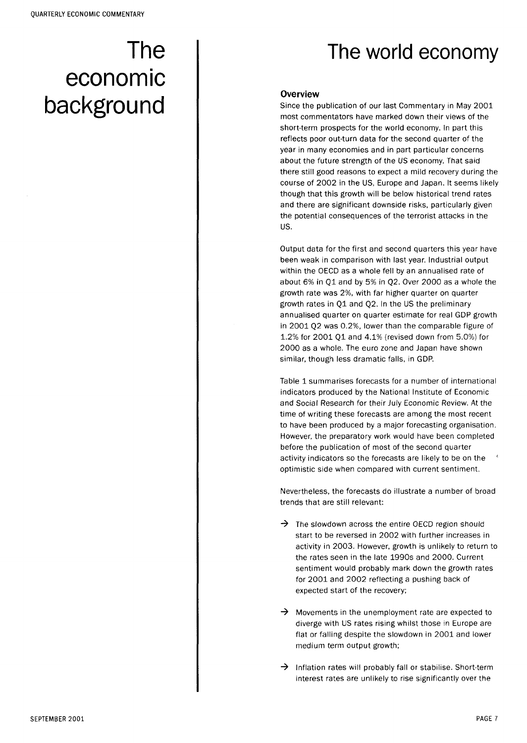# The economic background

# The world economy

### Overview

Since the publication of our last Commentary in May 2001 most commentators have marked down their views of the short-term prospects for the world economy. In part this reflects poor out-turn data for the second quarter of the year in many economies and in part particular concerns about the future strength of the US economy. That said there still good reasons to expect a mild recovery during the course of 2002 in the US, Europe and Japan. It seems likely though that this growth will be below historical trend rates and there are significant downside risks, particularly given the potential consequences of the terrorist attacks in the US.

Output data for the first and second quarters this year have been weak in comparison with last year. Industrial output within the OECD as a whole fell by an annualised rate of about 6% in Q1 and by 5% in Q2. Over 2000 as a whole the growth rate was 2%, with far higher quarter on quarter growth rates in Q1 and Q2. In the US the preliminary annualised quarter on quarter estimate for real GDP growth in 2001 Q2 was 0.2%, lower than the comparable figure of 1.2% for 2001 Q1 and 4.1% (revised down from 5.0%) for 2000 as a whole. The euro zone and Japan have shown similar, though less dramatic falls, in GDP.

Table 1 summarises forecasts for a number of international indicators produced by the National Institute of Economic and Social Research for their July Economic Review. At the time of writing these forecasts are among the most recent to have been produced by a major forecasting organisation. However, the preparatory work would have been completed before the publication of most of the second quarter activity indicators so the forecasts are likely to be on the optimistic side when compared with current sentiment.

Nevertheless, the forecasts do illustrate a number of broad trends that are still relevant:

- → The slowdown across the entire OECD region should start to be reversed in 2002 with further increases in activity in 2003. However, growth is unlikely to return to the rates seen in the late 1990s and 2000. Current sentiment would probably mark down the growth rates for 2001 and 2002 reflecting a pushing back of expected start of the recovery;

- → Movements in the unemployment rate are expected to diverge with US rates rising whilst those in Europe are flat or falling despite the slowdown in 2001 and lower medium term output growth;

- → Inflation rates will probably fall or stabilise. Short-term interest rates are unlikely to rise significantly over the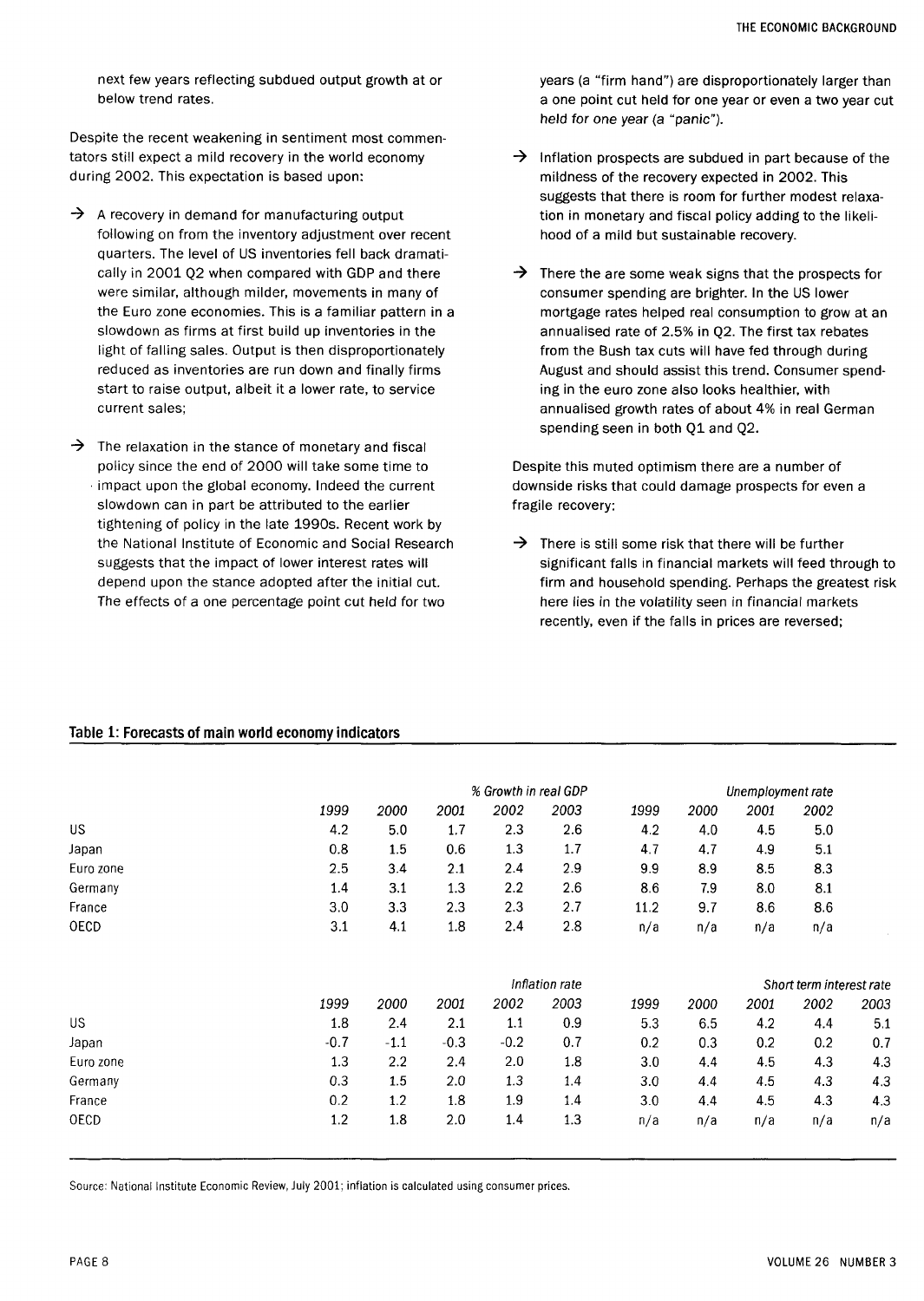next few years reflecting subdued output growth at or below trend rates.

Despite the recent weakening in sentiment most commentators still expect a mild recovery in the world economy during 2002. This expectation is based upon:

→ A recovery in demand for manufacturing output following on from the inventory adjustment over recent quarters. The level of US inventories fell back dramatically in 2001 Q2 when compared with GDP and there were similar, although milder, movements in many of the Euro zone economies. This is a familiar pattern in a slowdown as firms at first build up inventories in the light of falling sales. Output is then disproportionately reduced as inventories are run down and finally firms start to raise output, albeit it a lower rate, to service current sales;

→ The relaxation in the stance of monetary and fiscal policy since the end of 2000 will take some time to impact upon the global economy. Indeed the current slowdown can in part be attributed to the earlier tightening of policy in the late 1990s. Recent work by the National Institute of Economic and Social Research suggests that the impact of lower interest rates will depend upon the stance adopted after the initial cut. The effects of a one percentage point cut held for two years (a "firm hand") are disproportionately larger than a one point cut held for one year or even a two year cut held for one year (a "panic").

→ Inflation prospects are subdued in part because of the mildness of the recovery expected in 2002. This suggests that there is room for further modest relaxation in monetary and fiscal policy adding to the likelihood of a mild but sustainable recovery.

→ There the are some weak signs that the prospects for consumer spending are brighter. In the US lower mortgage rates helped real consumption to grow at an annualised rate of 2.5% in Q2. The first tax rebates from the Bush tax cuts will have fed through during August and should assist this trend. Consumer spending in the euro zone also looks healthier, with annualised growth rates of about 4% in real German spending seen in both Q1 and Q2.

Despite this muted optimism there are a number of downside risks that could damage prospects for even a fragile recovery:

→ There is still some risk that there will be further significant falls in financial markets will feed through to firm and household spending. Perhaps the greatest risk here lies in the volatility seen in financial markets recently, even if the falls in prices are reversed;

**Table 1: Forecasts of main world economy indicators**

| | *% Growth in real GDP* | | | | | *Unemployment rate* | | | |
|---|---|---|---|---|---|---|---|---|---|
| | *1999* | *2000* | *2001* | *2002* | *2003* | *1999* | *2000* | *2001* | *2002* |
| US | 4.2 | 5.0 | 1.7 | 2.3 | 2.6 | 4.2 | 4.0 | 4.5 | 5.0 |
| Japan | 0.8 | 1.5 | 0.6 | 1.3 | 1.7 | 4.7 | 4.7 | 4.9 | 5.1 |
| Euro zone | 2.5 | 3.4 | 2.1 | 2.4 | 2.9 | 9.9 | 8.9 | 8.5 | 8.3 |
| Germany | 1.4 | 3.1 | 1.3 | 2.2 | 2.6 | 8.6 | 7.9 | 8.0 | 8.1 |
| France | 3.0 | 3.3 | 2.3 | 2.3 | 2.7 | 11.2 | 9.7 | 8.6 | 8.6 |
| OECD | 3.1 | 4.1 | 1.8 | 2.4 | 2.8 | n/a | n/a | n/a | n/a |

| | *Inflation rate* | | | | | *Short term interest rate* | | | | |
|---|---|---|---|---|---|---|---|---|---|---|
| | *1999* | *2000* | *2001* | *2002* | *2003* | *1999* | *2000* | *2001* | *2002* | *2003* |
| US | 1.8 | 2.4 | 2.1 | 1.1 | 0.9 | 5.3 | 6.5 | 4.2 | 4.4 | 5.1 |
| Japan | -0.7 | -1.1 | -0.3 | -0.2 | 0.7 | 0.2 | 0.3 | 0.2 | 0.2 | 0.7 |
| Euro zone | 1.3 | 2.2 | 2.4 | 2.0 | 1.8 | 3.0 | 4.4 | 4.5 | 4.3 | 4.3 |
| Germany | 0.3 | 1.5 | 2.0 | 1.3 | 1.4 | 3.0 | 4.4 | 4.5 | 4.3 | 4.3 |
| France | 0.2 | 1.2 | 1.8 | 1.9 | 1.4 | 3.0 | 4.4 | 4.5 | 4.3 | 4.3 |
| OECD | 1.2 | 1.8 | 2.0 | 1.4 | 1.3 | n/a | n/a | n/a | n/a | n/a |

Source: National Institute Economic Review, July 2001; inflation is calculated using consumer prices.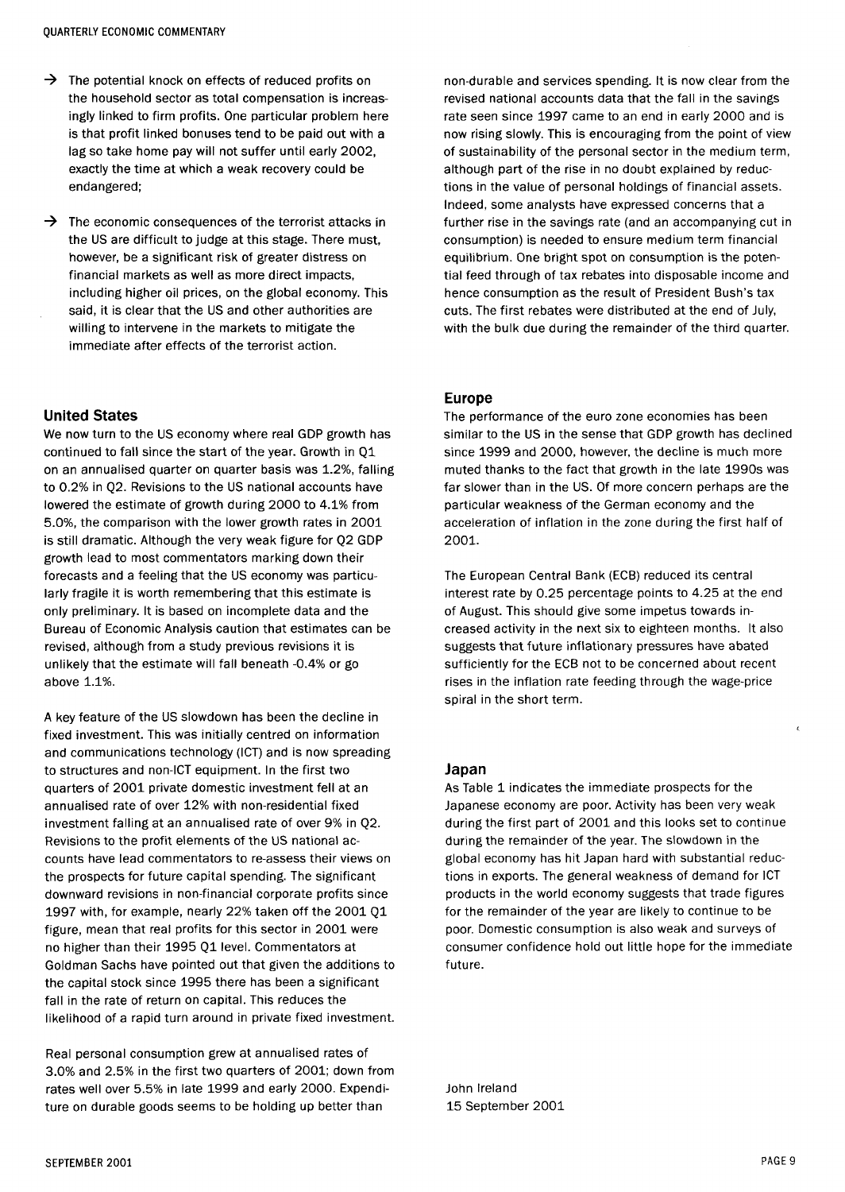- → The potential knock on effects of reduced profits on the household sector as total compensation is increasingly linked to firm profits. One particular problem here is that profit linked bonuses tend to be paid out with a lag so take home pay will not suffer until early 2002, exactly the time at which a weak recovery could be endangered;

- → The economic consequences of the terrorist attacks in the US are difficult to judge at this stage. There must, however, be a significant risk of greater distress on financial markets as well as more direct impacts, including higher oil prices, on the global economy. This said, it is clear that the US and other authorities are willing to intervene in the markets to mitigate the immediate after effects of the terrorist action.

## United States

We now turn to the US economy where real GDP growth has continued to fall since the start of the year. Growth in Q1 on an annualised quarter on quarter basis was 1.2%, falling to 0.2% in Q2. Revisions to the US national accounts have lowered the estimate of growth during 2000 to 4.1% from 5.0%, the comparison with the lower growth rates in 2001 is still dramatic. Although the very weak figure for Q2 GDP growth lead to most commentators marking down their forecasts and a feeling that the US economy was particularly fragile it is worth remembering that this estimate is only preliminary. It is based on incomplete data and the Bureau of Economic Analysis caution that estimates can be revised, although from a study previous revisions it is unlikely that the estimate will fall beneath -0.4% or go above 1.1%.

A key feature of the US slowdown has been the decline in fixed investment. This was initially centred on information and communications technology (ICT) and is now spreading to structures and non-ICT equipment. In the first two quarters of 2001 private domestic investment fell at an annualised rate of over 12% with non-residential fixed investment falling at an annualised rate of over 9% in Q2. Revisions to the profit elements of the US national accounts have lead commentators to re-assess their views on the prospects for future capital spending. The significant downward revisions in non-financial corporate profits since 1997 with, for example, nearly 22% taken off the 2001 Q1 figure, mean that real profits for this sector in 2001 were no higher than their 1995 Q1 level. Commentators at Goldman Sachs have pointed out that given the additions to the capital stock since 1995 there has been a significant fall in the rate of return on capital. This reduces the likelihood of a rapid turn around in private fixed investment.

Real personal consumption grew at annualised rates of 3.0% and 2.5% in the first two quarters of 2001; down from rates well over 5.5% in late 1999 and early 2000. Expenditure on durable goods seems to be holding up better than non-durable and services spending. It is now clear from the revised national accounts data that the fall in the savings rate seen since 1997 came to an end in early 2000 and is now rising slowly. This is encouraging from the point of view of sustainability of the personal sector in the medium term, although part of the rise in no doubt explained by reductions in the value of personal holdings of financial assets. Indeed, some analysts have expressed concerns that a further rise in the savings rate (and an accompanying cut in consumption) is needed to ensure medium term financial equilibrium. One bright spot on consumption is the potential feed through of tax rebates into disposable income and hence consumption as the result of President Bush's tax cuts. The first rebates were distributed at the end of July, with the bulk due during the remainder of the third quarter.

## Europe

The performance of the euro zone economies has been similar to the US in the sense that GDP growth has declined since 1999 and 2000, however, the decline is much more muted thanks to the fact that growth in the late 1990s was far slower than in the US. Of more concern perhaps are the particular weakness of the German economy and the acceleration of inflation in the zone during the first half of 2001.

The European Central Bank (ECB) reduced its central interest rate by 0.25 percentage points to 4.25 at the end of August. This should give some impetus towards increased activity in the next six to eighteen months. It also suggests that future inflationary pressures have abated sufficiently for the ECB not to be concerned about recent rises in the inflation rate feeding through the wage-price spiral in the short term.

## Japan

As Table 1 indicates the immediate prospects for the Japanese economy are poor. Activity has been very weak during the first part of 2001 and this looks set to continue during the remainder of the year. The slowdown in the global economy has hit Japan hard with substantial reductions in exports. The general weakness of demand for ICT products in the world economy suggests that trade figures for the remainder of the year are likely to continue to be poor. Domestic consumption is also weak and surveys of consumer confidence hold out little hope for the immediate future.

John Ireland
15 September 2001